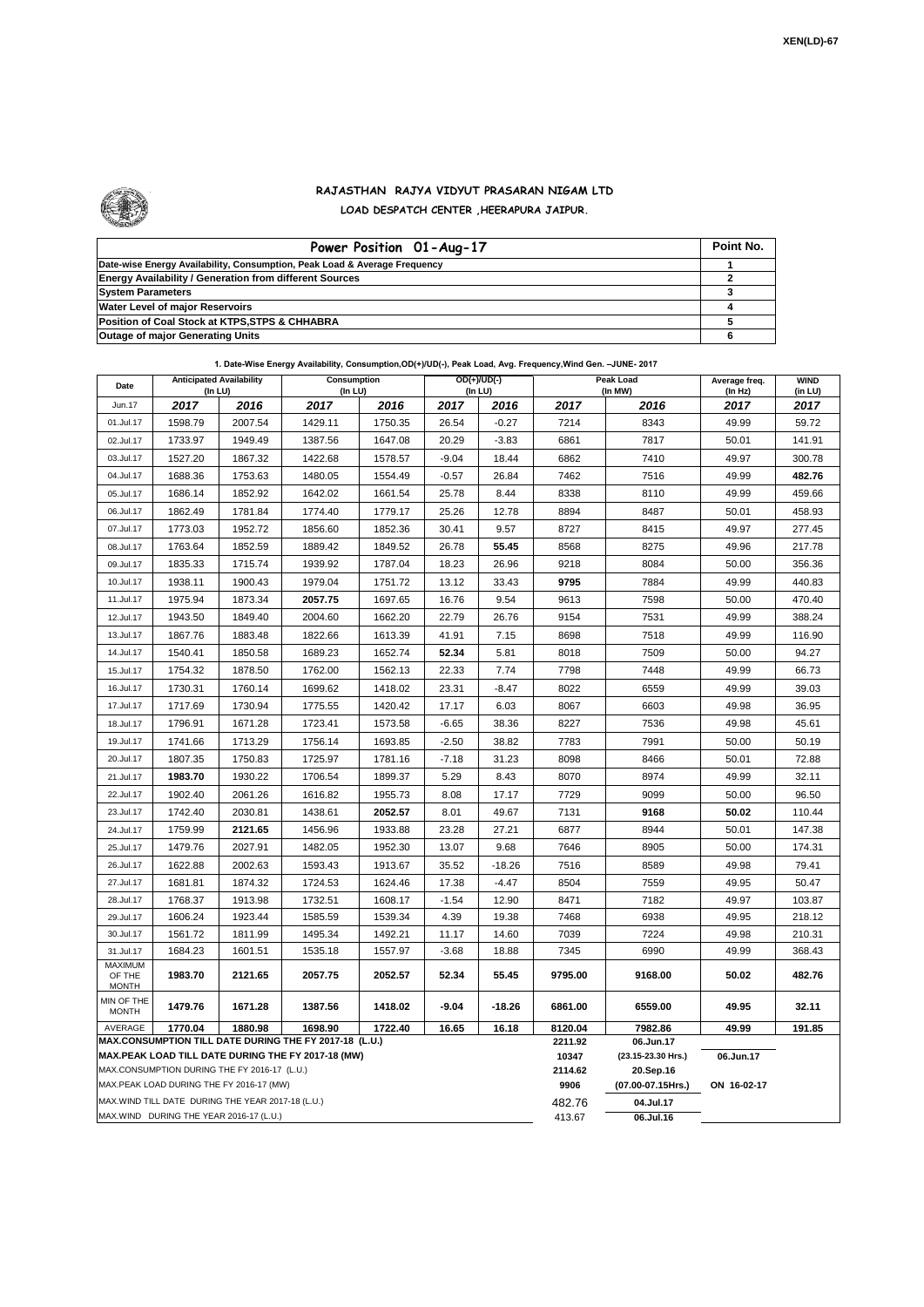XEN(LD)-67

## RAJASTHAN RAJYA VIDYUT PRASARAN NIGAM LTD
### LOAD DESPATCH CENTER ,HEERAPURA JAIPUR.

| Power Position 01-Aug-17 | Point No. |
|---|---|
| Date-wise Energy Availability, Consumption, Peak Load & Average Frequency | 1 |
| Energy Availability / Generation from different Sources | 2 |
| System Parameters | 3 |
| Water Level of major Reservoirs | 4 |
| Position of Coal Stock at KTPS,STPS & CHHABRA | 5 |
| Outage of major Generating Units | 6 |

**1. Date-Wise Energy Availability, Consumption,OD(+)/UD(-), Peak Load, Avg. Frequency,Wind Gen. –JUNE- 2017**

| Date | Anticipated Availability (In LU) | | Consumption (In LU) | | OD(+)/UD(-) (In LU) | | Peak Load (In MW) | | Average freq. (In Hz) | WIND (in LU) |
|---|---|---|---|---|---|---|---|---|---|---|
| Jun.17 | 2017 | 2016 | 2017 | 2016 | 2017 | 2016 | 2017 | 2016 | 2017 | 2017 |
| 01.Jul.17 | 1598.79 | 2007.54 | 1429.11 | 1750.35 | 26.54 | -0.27 | 7214 | 8343 | 49.99 | 59.72 |
| 02.Jul.17 | 1733.97 | 1949.49 | 1387.56 | 1647.08 | 20.29 | -3.83 | 6861 | 7817 | 50.01 | 141.91 |
| 03.Jul.17 | 1527.20 | 1867.32 | 1422.68 | 1578.57 | -9.04 | 18.44 | 6862 | 7410 | 49.97 | 300.78 |
| 04.Jul.17 | 1688.36 | 1753.63 | 1480.05 | 1554.49 | -0.57 | 26.84 | 7462 | 7516 | 49.99 | **482.76** |
| 05.Jul.17 | 1686.14 | 1852.92 | 1642.02 | 1661.54 | 25.78 | 8.44 | 8338 | 8110 | 49.99 | 459.66 |
| 06.Jul.17 | 1862.49 | 1781.84 | 1774.40 | 1779.17 | 25.26 | 12.78 | 8894 | 8487 | 50.01 | 458.93 |
| 07.Jul.17 | 1773.03 | 1952.72 | 1856.60 | 1852.36 | 30.41 | 9.57 | 8727 | 8415 | 49.97 | 277.45 |
| 08.Jul.17 | 1763.64 | 1852.59 | 1889.42 | 1849.52 | 26.78 | **55.45** | 8568 | 8275 | 49.96 | 217.78 |
| 09.Jul.17 | 1835.33 | 1715.74 | 1939.92 | 1787.04 | 18.23 | 26.96 | 9218 | 8084 | 50.00 | 356.36 |
| 10.Jul.17 | 1938.11 | 1900.43 | 1979.04 | 1751.72 | 13.12 | 33.43 | **9795** | 7884 | 49.99 | 440.83 |
| 11.Jul.17 | 1975.94 | 1873.34 | **2057.75** | 1697.65 | 16.76 | 9.54 | 9613 | 7598 | 50.00 | 470.40 |
| 12.Jul.17 | 1943.50 | 1849.40 | 2004.60 | 1662.20 | 22.79 | 26.76 | 9154 | 7531 | 49.99 | 388.24 |
| 13.Jul.17 | 1867.76 | 1883.48 | 1822.66 | 1613.39 | 41.91 | 7.15 | 8698 | 7518 | 49.99 | 116.90 |
| 14.Jul.17 | 1540.41 | 1850.58 | 1689.23 | 1652.74 | **52.34** | 5.81 | 8018 | 7509 | 50.00 | 94.27 |
| 15.Jul.17 | 1754.32 | 1878.50 | 1762.00 | 1562.13 | 22.33 | 7.74 | 7798 | 7448 | 49.99 | 66.73 |
| 16.Jul.17 | 1730.31 | 1760.14 | 1699.62 | 1418.02 | 23.31 | -8.47 | 8022 | 6559 | 49.99 | 39.03 |
| 17.Jul.17 | 1717.69 | 1730.94 | 1775.55 | 1420.42 | 17.17 | 6.03 | 8067 | 6603 | 49.98 | 36.95 |
| 18.Jul.17 | 1796.91 | 1671.28 | 1723.41 | 1573.58 | -6.65 | 38.36 | 8227 | 7536 | 49.98 | 45.61 |
| 19.Jul.17 | 1741.66 | 1713.29 | 1756.14 | 1693.85 | -2.50 | 38.82 | 7783 | 7991 | 50.00 | 50.19 |
| 20.Jul.17 | 1807.35 | 1750.83 | 1725.97 | 1781.16 | -7.18 | 31.23 | 8098 | 8466 | 50.01 | 72.88 |
| 21.Jul.17 | **1983.70** | 1930.22 | 1706.54 | 1899.37 | 5.29 | 8.43 | 8070 | 8974 | 49.99 | 32.11 |
| 22.Jul.17 | 1902.40 | 2061.26 | 1616.82 | 1955.73 | 8.08 | 17.17 | 7729 | 9099 | 50.00 | 96.50 |
| 23.Jul.17 | 1742.40 | 2030.81 | 1438.61 | **2052.57** | 8.01 | 49.67 | 7131 | **9168** | **50.02** | 110.44 |
| 24.Jul.17 | 1759.99 | **2121.65** | 1456.96 | 1933.88 | 23.28 | 27.21 | 6877 | 8944 | 50.01 | 147.38 |
| 25.Jul.17 | 1479.76 | 2027.91 | 1482.05 | 1952.30 | 13.07 | 9.68 | 7646 | 8905 | 50.00 | 174.31 |
| 26.Jul.17 | 1622.88 | 2002.63 | 1593.43 | 1913.67 | 35.52 | -18.26 | 7516 | 8589 | 49.98 | 79.41 |
| 27.Jul.17 | 1681.81 | 1874.32 | 1724.53 | 1624.46 | 17.38 | -4.47 | 8504 | 7559 | 49.95 | 50.47 |
| 28.Jul.17 | 1768.37 | 1913.98 | 1732.51 | 1608.17 | -1.54 | 12.90 | 8471 | 7182 | 49.97 | 103.87 |
| 29.Jul.17 | 1606.24 | 1923.44 | 1585.59 | 1539.34 | 4.39 | 19.38 | 7468 | 6938 | 49.95 | 218.12 |
| 30.Jul.17 | 1561.72 | 1811.99 | 1495.34 | 1492.21 | 11.17 | 14.60 | 7039 | 7224 | 49.98 | 210.31 |
| 31.Jul.17 | 1684.23 | 1601.51 | 1535.18 | 1557.97 | -3.68 | 18.88 | 7345 | 6990 | 49.99 | 368.43 |
| MAXIMUM OF THE MONTH | **1983.70** | **2121.65** | **2057.75** | **2052.57** | **52.34** | **55.45** | **9795.00** | **9168.00** | **50.02** | **482.76** |
| MIN OF THE MONTH | **1479.76** | **1671.28** | **1387.56** | **1418.02** | **-9.04** | **-18.26** | **6861.00** | **6559.00** | **49.95** | **32.11** |
| AVERAGE | **1770.04** | **1880.98** | **1698.90** | **1722.40** | **16.65** | **16.18** | **8120.04** | **7982.86** | **49.99** | **191.85** |
| **MAX.CONSUMPTION TILL DATE DURING THE FY 2017-18 (L.U.)** | | | | | | | **2211.92** | **06.Jun.17** | | |
| **MAX.PEAK LOAD TILL DATE DURING THE FY 2017-18 (MW)** | | | | | | | **10347** | **(23.15-23.30 Hrs.)** | **06.Jun.17** | |
| MAX.CONSUMPTION DURING THE FY 2016-17 (L.U.) | | | | | | | **2114.62** | **20.Sep.16** | | |
| MAX.PEAK LOAD DURING THE FY 2016-17 (MW) | | | | | | | **9906** | **(07.00-07.15Hrs.)** | **ON 16-02-17** | |
| MAX.WIND TILL DATE DURING THE YEAR 2017-18 (L.U.) | | | | | | | 482.76 | **04.Jul.17** | | |
| MAX.WIND DURING THE YEAR 2016-17 (L.U.) | | | | | | | 413.67 | **06.Jul.16** | | |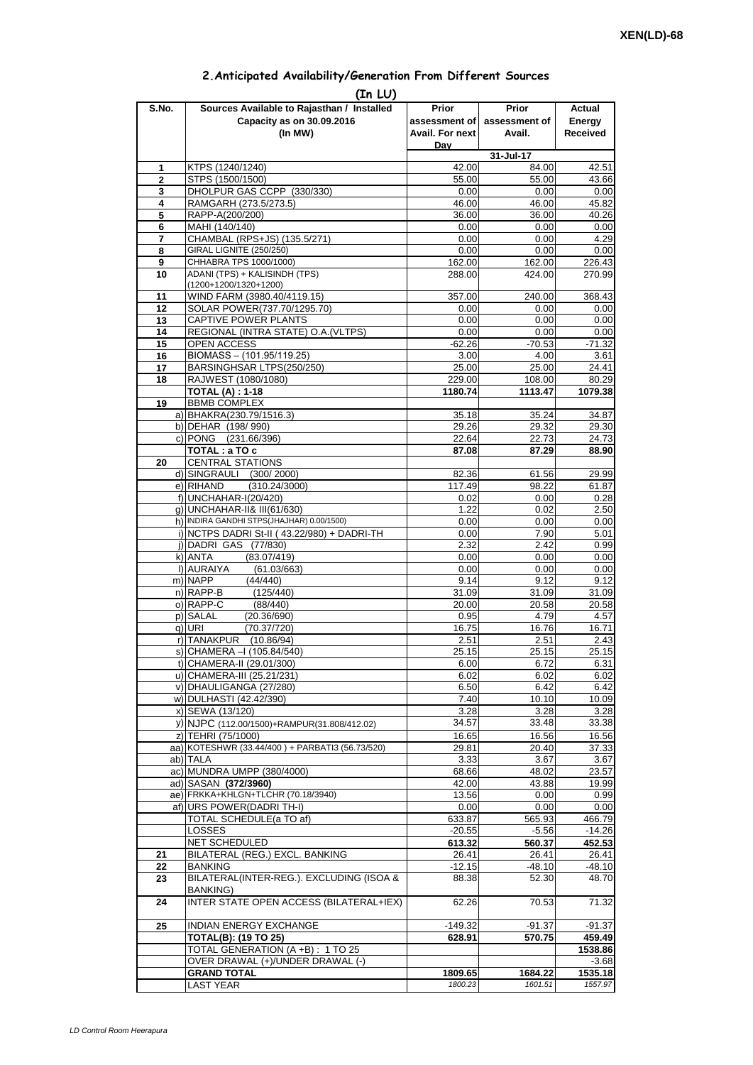XEN(LD)-68

## 2.Anticipated Availability/Generation From Different Sources

(In LU)

| S.No. | Sources Available to Rajasthan / Installed Capacity as on 30.09.2016 (In MW) | Prior assessment of Avail. For next Day | Prior assessment of Avail. | Actual Energy Received |
|---|---|---|---|---|
| | | | 31-Jul-17 | |
| 1 | KTPS (1240/1240) | 42.00 | 84.00 | 42.51 |
| 2 | STPS (1500/1500) | 55.00 | 55.00 | 43.66 |
| 3 | DHOLPUR GAS CCPP (330/330) | 0.00 | 0.00 | 0.00 |
| 4 | RAMGARH (273.5/273.5) | 46.00 | 46.00 | 45.82 |
| 5 | RAPP-A(200/200) | 36.00 | 36.00 | 40.26 |
| 6 | MAHI (140/140) | 0.00 | 0.00 | 0.00 |
| 7 | CHAMBAL (RPS+JS) (135.5/271) | 0.00 | 0.00 | 4.29 |
| 8 | GIRAL LIGNITE (250/250) | 0.00 | 0.00 | 0.00 |
| 9 | CHHABRA TPS 1000/1000) | 162.00 | 162.00 | 226.43 |
| 10 | ADANI (TPS) + KALISINDH (TPS) (1200+1200/1320+1200) | 288.00 | 424.00 | 270.99 |
| 11 | WIND FARM (3980.40/4119.15) | 357.00 | 240.00 | 368.43 |
| 12 | SOLAR POWER(737.70/1295.70) | 0.00 | 0.00 | 0.00 |
| 13 | CAPTIVE POWER PLANTS | 0.00 | 0.00 | 0.00 |
| 14 | REGIONAL (INTRA STATE) O.A.(VLTPS) | 0.00 | 0.00 | 0.00 |
| 15 | OPEN ACCESS | -62.26 | -70.53 | -71.32 |
| 16 | BIOMASS – (101.95/119.25) | 3.00 | 4.00 | 3.61 |
| 17 | BARSINGHSAR LTPS(250/250) | 25.00 | 25.00 | 24.41 |
| 18 | RAJWEST (1080/1080) | 229.00 | 108.00 | 80.29 |
| | **TOTAL (A) : 1-18** | **1180.74** | **1113.47** | **1079.38** |
| 19 | BBMB COMPLEX | | | |
| | a) BHAKRA(230.79/1516.3) | 35.18 | 35.24 | 34.87 |
| | b) DEHAR (198/ 990) | 29.26 | 29.32 | 29.30 |
| | c) PONG (231.66/396) | 22.64 | 22.73 | 24.73 |
| | **TOTAL : a TO c** | **87.08** | **87.29** | **88.90** |
| 20 | CENTRAL STATIONS | | | |
| | d) SINGRAULI (300/ 2000) | 82.36 | 61.56 | 29.99 |
| | e) RIHAND (310.24/3000) | 117.49 | 98.22 | 61.87 |
| | f) UNCHAHAR-I(20/420) | 0.02 | 0.00 | 0.28 |
| | g) UNCHAHAR-II& III(61/630) | 1.22 | 0.02 | 2.50 |
| | h) INDIRA GANDHI STPS(JHAJHAR) 0.00/1500) | 0.00 | 0.00 | 0.00 |
| | i) NCTPS DADRI St-II ( 43.22/980) + DADRI-TH | 0.00 | 7.90 | 5.01 |
| | j) DADRI GAS (77/830) | 2.32 | 2.42 | 0.99 |
| | k) ANTA (83.07/419) | 0.00 | 0.00 | 0.00 |
| | l) AURAIYA (61.03/663) | 0.00 | 0.00 | 0.00 |
| | m) NAPP (44/440) | 9.14 | 9.12 | 9.12 |
| | n) RAPP-B (125/440) | 31.09 | 31.09 | 31.09 |
| | o) RAPP-C (88/440) | 20.00 | 20.58 | 20.58 |
| | p) SALAL (20.36/690) | 0.95 | 4.79 | 4.57 |
| | q) URI (70.37/720) | 16.75 | 16.76 | 16.71 |
| | r) TANAKPUR (10.86/94) | 2.51 | 2.51 | 2.43 |
| | s) CHAMERA –I (105.84/540) | 25.15 | 25.15 | 25.15 |
| | t) CHAMERA-II (29.01/300) | 6.00 | 6.72 | 6.31 |
| | u) CHAMERA-III (25.21/231) | 6.02 | 6.02 | 6.02 |
| | v) DHAULIGANGA (27/280) | 6.50 | 6.42 | 6.42 |
| | w) DULHASTI (42.42/390) | 7.40 | 10.10 | 10.09 |
| | x) SEWA (13/120) | 3.28 | 3.28 | 3.28 |
| | y) NJPC (112.00/1500)+RAMPUR(31.808/412.02) | 34.57 | 33.48 | 33.38 |
| | z) TEHRI (75/1000) | 16.65 | 16.56 | 16.56 |
| | aa) KOTESHWR (33.44/400 ) + PARBATI3 (56.73/520) | 29.81 | 20.40 | 37.33 |
| | ab) TALA | 3.33 | 3.67 | 3.67 |
| | ac) MUNDRA UMPP (380/4000) | 68.66 | 48.02 | 23.57 |
| | ad) SASAN **(372/3960)** | 42.00 | 43.88 | 19.99 |
| | ae) FRKKA+KHLGN+TLCHR (70.18/3940) | 13.56 | 0.00 | 0.99 |
| | af) URS POWER(DADRI TH-I) | 0.00 | 0.00 | 0.00 |
| | TOTAL SCHEDULE(a TO af) | 633.87 | 565.93 | 466.79 |
| | LOSSES | -20.55 | -5.56 | -14.26 |
| | NET SCHEDULED | **613.32** | **560.37** | **452.53** |
| 21 | BILATERAL (REG.) EXCL. BANKING | 26.41 | 26.41 | 26.41 |
| 22 | BANKING | -12.15 | -48.10 | -48.10 |
| 23 | BILATERAL(INTER-REG.). EXCLUDING (ISOA & BANKING) | 88.38 | 52.30 | 48.70 |
| 24 | INTER STATE OPEN ACCESS (BILATERAL+IEX) | 62.26 | 70.53 | 71.32 |
| 25 | INDIAN ENERGY EXCHANGE | -149.32 | -91.37 | -91.37 |
| | **TOTAL(B): (19 TO 25)** | **628.91** | **570.75** | **459.49** |
| | TOTAL GENERATION (A +B) : 1 TO 25 | | | **1538.86** |
| | OVER DRAWAL (+)/UNDER DRAWAL (-) | | | -3.68 |
| | **GRAND TOTAL** | **1809.65** | **1684.22** | **1535.18** |
| | LAST YEAR | *1800.23* | *1601.51* | *1557.97* |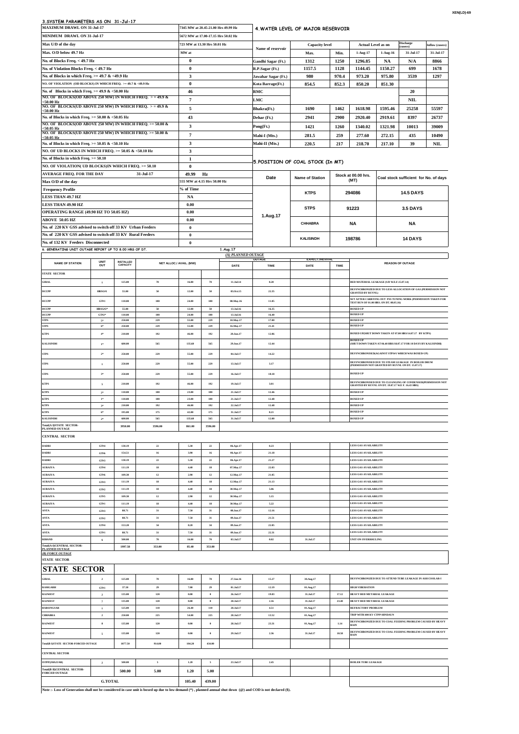## 3.SYSTEM PARAMETERS AS ON 31-Jul-17

| | |
|---|---|
| MAXIMUM DRAWL ON 31-Jul-17 | 7345 MW at 20.45-21.00 Hrs 49.99 Hz |
| MINIMUM DRAWL ON 31-Jul-17 | 5672 MW at 17.00-17.15 Hrs 50.02 Hz |
| Max U/D of the day | 723 MW at 13.30 Hrs 50.01 Hz |
| Max. O/D below 49.7 Hz | MW at |
| No. of Blocks Freq. < 49.7 Hz | 0 |
| No. of Violation Blocks Freq. < 49.7 Hz | 0 |
| No. of Blocks in which Freq. >= 49.7 & <49.9 Hz | 3 |
| NO. OF VIOLATION (OD BLOCKS) IN WHICH FREQ. >= 49.7 & <49.9 Hz | 0 |
| No. of Blocks in which Freq. >= 49.9 & <50.00 Hz | 46 |
| NO. OF BLOCKS(OD ABOVE 250 MW) IN WHICH FREQ. > = 49.9 & <50.00 Hz | 7 |
| NO. OF BLOCKS(UD ABOVE 250 MW) IN WHICH FREQ. > = 49.9 & <50.00 Hz | 5 |
| No. of Blocks in which Freq. >= 50.00 & <50.05 Hz | 43 |
| NO. OF BLOCKS(OD ABOVE 250 MW) IN WHICH FREQ. >= 50.00 & <50.05 Hz | 3 |
| NO. OF BLOCKS(UD ABOVE 250 MW) IN WHICH FREQ. >= 50.00 & <50.05 Hz | 7 |
| No. of Blocks in which Freq. >= 50.05 & <50.10 Hz | 3 |
| NO. OF UD BLOCKS IN WHICH FREQ. >= 50.05 & <50.10 Hz | 3 |
| No. of Blocks in which Freq. >= 50.10 | 1 |
| NO. OF VIOLATION( UD BLOCKS)IN WHICH FREQ. >= 50.10 | 0 |
| AVERAGE FREQ. FOR THE DAY 31-Jul-17 | 49.99 Hz |
| Max O/D of the day | 555 MW at 4.15 Hrs 50.00 Hz |
| **Frequency Profile** | **% of Time** |
| LESS THAN 49.7 HZ | NA |
| LESS THAN 49.90 HZ | 0.00 |
| OPERATING RANGE (49.90 HZ TO 50.05 HZ) | 0.00 |
| ABOVE 50.05 HZ | 0.00 |
| No. of 220 KV GSS advised to switch off 33 KV Urban Feeders | 0 |
| No. of 220 KV GSS advised to switch off 33 KV Rural Feeders | 0 |
| No. of 132 KV Feeders Disconnected | 0 |

## 4.WATER LEVEL OF MAJOR RESERVOIR

| Name of reservoir | Capacity level Max. | Capacity level Min. | Actual Level as on 1-Aug-17 | Actual Level as on 1-Aug-16 | Discharge (cusecs) 31-Jul-17 | Inflow (cusecs) 31-Jul-17 |
|---|---|---|---|---|---|---|
| Gandhi Sagar (Ft.) | 1312 | 1250 | 1296.85 | NA | N/A | 8866 |
| R.P.Sagar (Ft.) | 1157.5 | 1128 | 1144.45 | 1150.27 | 699 | 1678 |
| Jawahar Sagar (Ft.) | 980 | 970.4 | 973.20 | 975.80 | 3539 | 1297 |
| Kota Barrage(Ft.) | 854.5 | 852.3 | 850.20 | 851.30 | | |
| RMC | | | | | 20 | |
| LMC | | | | | NIL | |
| Bhakra(Ft.) | 1690 | 1462 | 1618.98 | 1595.46 | 25258 | 55597 |
| Dehar (Ft.) | 2941 | 2900 | 2920.40 | 2919.61 | 8397 | 26737 |
| Pong(Ft.) | 1421 | 1260 | 1340.02 | 1321.98 | 10013 | 39009 |
| Mahi-I (Mts.) | 281.5 | 259 | 277.60 | 272.15 | 435 | 10490 |
| Mahi-II (Mts.) | 220.5 | 217 | 218.70 | 217.10 | 39 | NIL |

## 5.POSITION OF COAL STOCK (In MT)

| Date | Name of Station | Stock at 00.00 hrs. (MT) | Coal stock sufficient for No. of days |
|---|---|---|---|
| 1.Aug.17 | KTPS | 294086 | 14.5 DAYS |
| | STPS | 91223 | 3.5 DAYS |
| | CHHABRA | NA | NA |
| | KALISINDH | 198786 | 14 DAYS |

## 6. GENERATING UNIT OUTAGE REPORT UP TO 8.00 HRS OF DT. 1.Aug.17

### (A) PLANNED OUTAGE

| NAME OF STATION | UNIT OUT | INSTALLED CAPACITY | NET ALLOC./ AVAIL. (MW) | | | OUTAGE DATE | OUTAGE TIME | EXPECT./REVIVAL DATE | EXPECT./REVIVAL TIME | REASON OF OUTAGE |
|---|---|---|---|---|---|---|---|---|---|---|
| **STATE SECTOR** | | | | | | | | | | |
| GIRAL | 1 | 125.00 | 70 | 16.80 | 70 | 11.Jul.14 | 8.20 | | | BED MATERIAL LEAKAGE (S/D W.E.F.15.07.14) |
| DCCPP | HRSG#1 | 55.00 | 50 | 12.00 | 50 | 03.Oct.15 | 22.35 | | | DESYNCHRONIZED DUE TO LESS ALLOCATION OF GAS (PERMISSION NOT GRANTED BY RUVNL) |
| DCCPP | GT#1 | 110.00 | 100 | 24.00 | 100 | 08.May.16 | 11.05 | | | M/T AFTER CARRYING OUT PSS TUNING WORK (PERMISSION TAKEN FOR TEST RUN OF 01.00 HRS. ON DT. 08.05.16) |
| DCCPP | HRSG#2* | 55.00 | 50 | 12.00 | 50 | 13.Jul.16 | 16.35 | | | BOXED UP |
| DCCPP | GT#2* | 110.00 | 100 | 24.00 | 100 | 13.Jul.16 | 16.40 | | | BOXED UP |
| STPS | 5* | 250.00 | 229 | 55.00 | 229 | 10.May.17 | 17.00 | | | BOXED UP |
| STPS | 6* | 250.00 | 229 | 55.00 | 229 | 16.May.17 | 21.41 | | | BOXED UP |
| KTPS | 4* | 210.00 | 192 | 46.00 | 192 | 20.Jun.17 | 12.06 | | | BOXED UP(SHUT DOWN TAKEN AT 07.00 HRS/14.07.17 BY KTPS) |
| KALISINDH | 1* | 600.00 | 565 | 135.60 | 565 | 29.Jun.17 | 12.44 | | | BOXED UP (SHUT DOWN TAKEN AT 06.40 HRS/18.07.17 FOR 10 DAYS BY KALISINDH) |
| STPS | 2* | 250.00 | 229 | 55.00 | 229 | 04.Jul.17 | 14.22 | | | DESYNCHRONISED(AGAINST STPS#1 WHICH WAS BOXED UP) |
| STPS | 1 | 250.00 | 229 | 55.00 | 229 | 13.Jul.17 | 3.17 | | | DESYNCHRONISED DUE TO STEAM LEAKAGE IN BOILER DRUM (PERMISSION NOT GRANTED BY RUVNL ON DT. 15.07.17) |
| STPS | 3* | 250.00 | 229 | 55.00 | 229 | 16.Jul.17 | 10.18 | | | BOXED UP |
| KTPS | 5 | 210.00 | 192 | 46.00 | 192 | 19.Jul.17 | 3.01 | | | DESYNCHRONISED DUE TO CLEANGING OF CONDENSER(PERMISSION NOT GRANTED BY RUVNL ON DT. 19.07.17 W.E.F. 16.43 HRS) |
| KTPS | 2* | 110.00 | 100 | 23.00 | 100 | 21.Jul.17 | 12.46 | | | BOXED UP |
| KTPS | 1* | 110.00 | 100 | 23.00 | 100 | 21.Jul.17 | 12.48 | | | BOXED UP |
| KTPS | 3* | 210.00 | 192 | 46.00 | 192 | 22.Jul.17 | 12.48 | | | BOXED UP |
| KTPS | 6* | 195.00 | 175 | 42.00 | 175 | 31.Jul.17 | 0.21 | | | BOXED UP |
| KALISINDH | 2* | 600.00 | 565 | 135.60 | 565 | 31.Jul.17 | 12.00 | | | BOXED UP |
| Total(A I)STATE SECTOR-PLANNED OUTAGE | | 3950.00 | 3596.00 | 861.00 | 3596.00 | | | | | |
| **CENTRAL SECTOR** | | | | | | | | | | |
| DADRI | GT#4 | 130.19 | 22 | 5.30 | 22 | 06.Apr.17 | 0.23 | | | LESS GAS AVAILABILITY |
| DADRI | GT#6 | 154.51 | 16 | 3.90 | 16 | 06.Apr.17 | 21.18 | | | LESS GAS AVAILABILITY |
| DADRI | GT#3 | 130.19 | 22 | 5.30 | 22 | 06.Apr.17 | 21.27 | | | LESS GAS AVAILABILITY |
| AURAIYA | GT#4 | 111.19 | 18 | 4.40 | 18 | 07.May.17 | 22.03 | | | LESS GAS AVAILABILITY |
| AURAIYA | GT#6 | 109.30 | 12 | 2.90 | 12 | 12.May.17 | 21.05 | | | LESS GAS AVAILABILITY |
| AURAIYA | GT#3 | 111.19 | 18 | 4.40 | 18 | 12.May.17 | 21.13 | | | LESS GAS AVAILABILITY |
| AURAIYA | GT#2 | 111.19 | 18 | 4.40 | 18 | 30.May.17 | 5.06 | | | LESS GAS AVAILABILITY |
| AURAIYA | GT#5 | 109.30 | 12 | 2.90 | 12 | 30.May.17 | 5.15 | | | LESS GAS AVAILABILITY |
| AURAIYA | GT#1 | 111.19 | 18 | 4.40 | 18 | 30.May.17 | 5.22 | | | LESS GAS AVAILABILITY |
| ANTA | GT#3 | 88.71 | 31 | 7.50 | 31 | 08.Jun.17 | 12.16 | | | LESS GAS AVAILABILITY |
| ANTA | GT#2 | 88.71 | 31 | 7.50 | 31 | 09.Jun.17 | 21.51 | | | LESS GAS AVAILABILITY |
| ANTA | GT#4 | 153.20 | 34 | 8.20 | 34 | 09.Jun.17 | 22.05 | | | LESS GAS AVAILABILITY |
| ANTA | GT#1 | 88.71 | 31 | 7.50 | 31 | 09.Jun.17 | 22.31 | | | LESS GAS AVAILABILITY |
| RIHAND | 6 | 500.00 | 70 | 16.80 | 70 | 03.Jul.17 | 0.02 | 31.Jul.17 | | UNIT ON OVERHAULING |
| Total(A-I)CENTRAL SECTOR-PLANNED OUTAGE | | 1997.58 | 353.00 | 85.40 | 353.00 | | | | | |

### (B) FORCE OUTAGE

| NAME OF STATION | UNIT OUT | INSTALLED CAPACITY | NET ALLOC./ AVAIL. (MW) | | | OUTAGE DATE | OUTAGE TIME | EXPECT./REVIVAL DATE | EXPECT./REVIVAL TIME | REASON OF OUTAGE |
|---|---|---|---|---|---|---|---|---|---|---|
| **STATE SECTOR** | | | | | | | | | | |
| GIRAL | 2 | 125.00 | 70 | 16.80 | 70 | 27.Jan.16 | 15.27 | 30.Aug.17 | | DESYNCHRONIZED DUE TO ATTEND TUBE LEAKAGE IN ASH COOLAR-I |
| RAMGARH | GT#1 | 37.50 | 29 | 7.00 | 29 | 01.Jul.17 | 12.19 | 01.Aug.17 | | HIGH VIBERATION |
| RAJWEST | 2 | 135.00 | 120 | 0.00 | 0 | 26.Jul.17 | 19.03 | 31.Jul.17 | 17.12 | HEAVY BED METARIAL LEAKAGE |
| RAJWEST | 7 | 135.00 | 120 | 0.00 | 0 | 28.Jul.17 | 2.16 | 31.Jul.17 | 23.40 | HEAVY BED METARIAL LEAKAGE |
| BARSINGSAR | 1 | 125.00 | 110 | 26.40 | 110 | 28.Jul.17 | 8.51 | 01.Aug.17 | | REFRACTORY PROBLEM |
| CHHABRA | 2 | 250.00 | 225 | 54.00 | 225 | 28.Jul.17 | 13.52 | 01.Aug.17 | | TRIP WITH 400 KV CTPP-HINDAUN |
| RAJWEST | 8 | 135.00 | 120 | 0.00 | 0 | 28.Jul.17 | 23.31 | 01.Aug.17 | 1.14 | DESYNCHRONIZED DUE TO COAL FEEDING PROBLEM CAUSED BY HEAVY RAIN |
| RAJWEST | 5 | 135.00 | 120 | 0.00 | 0 | 29.Jul.17 | 2.36 | 31.Jul.17 | 10.58 | DESYNCHRONIZED DUE TO COAL FEEDING PROBLEM CAUSED BY HEAVY RAIN |
| Total(B I)STATE SECTOR-FORCED OUTAGE | | 1077.50 | 914.00 | 104.20 | 434.00 | | | | | |
| **CENTRAL SECTOR** | | | | | | | | | | |
| ISTPP(JHAJJAR) | 2 | 500.00 | 5 | 1.20 | 5 | 23.Jul.17 | 2.45 | | | BOILER TUBE LEAKAGE |
| Total(B II)CENTRAL SECTOR-FORCED OUTAGE | | 500.00 | 5.00 | 1.20 | 5.00 | | | | | |
| G.TOTAL | | | | 105.40 | 439.00 | | | | | |

Note :- Loss of Generation shall not be considered in case unit is boxed up due to low demand (*) , planned annual shut down (@) and COD is not declared ($).